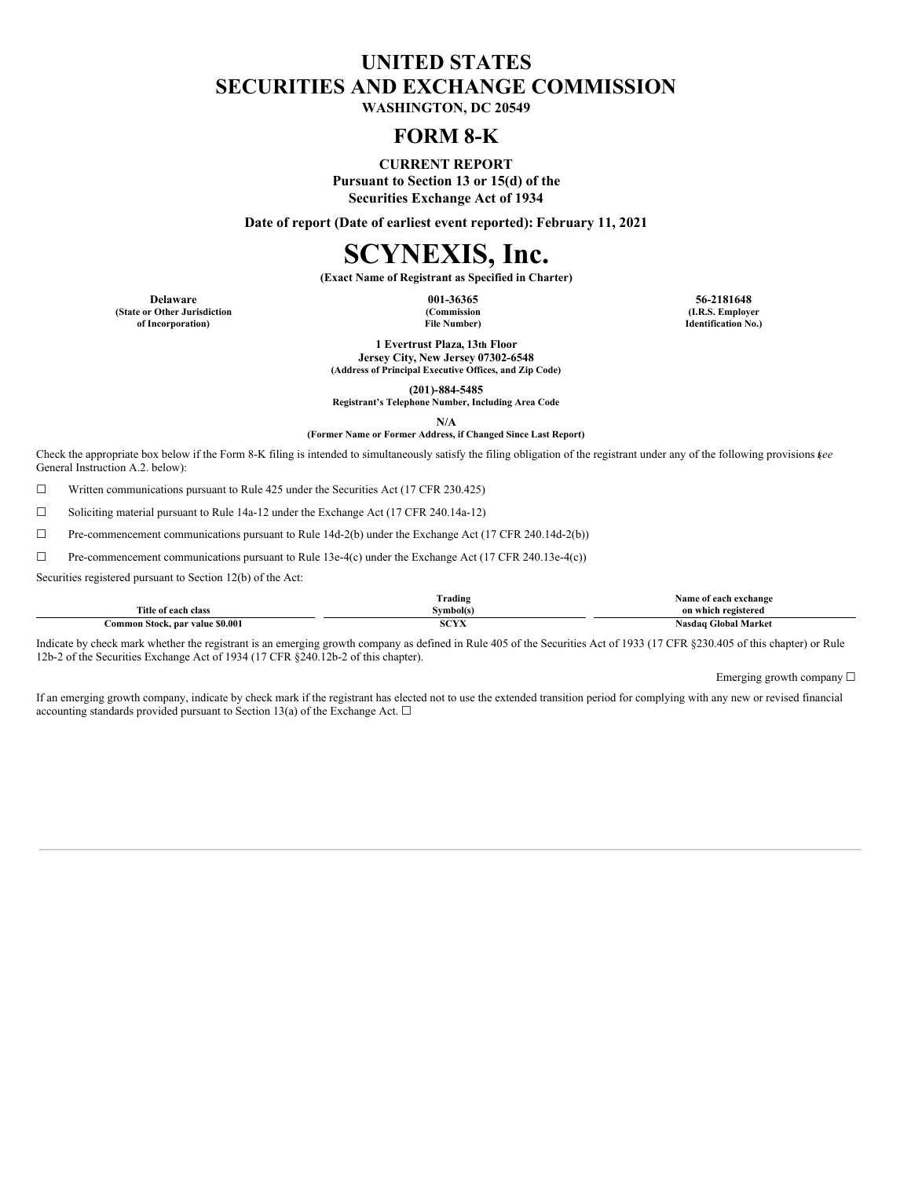# UNITED STATES
# SECURITIES AND EXCHANGE COMMISSION

**WASHINGTON, DC 20549**

## FORM 8-K

**CURRENT REPORT**
**Pursuant to Section 13 or 15(d) of the**
**Securities Exchange Act of 1934**

**Date of report (Date of earliest event reported): February 11, 2021**

# SCYNEXIS, Inc.

**(Exact Name of Registrant as Specified in Charter)**

| **Delaware** | **001-36365** | **56-2181648** |
|---|---|---|
| **(State or Other Jurisdiction of Incorporation)** | **(Commission File Number)** | **(I.R.S. Employer Identification No.)** |

**1 Evertrust Plaza, 13th Floor**
**Jersey City, New Jersey 07302-6548**
**(Address of Principal Executive Offices, and Zip Code)**

**(201)-884-5485**
**Registrant's Telephone Number, Including Area Code**

**N/A**
**(Former Name or Former Address, if Changed Since Last Report)**

Check the appropriate box below if the Form 8-K filing is intended to simultaneously satisfy the filing obligation of the registrant under any of the following provisions (*see* General Instruction A.2. below):

☐ Written communications pursuant to Rule 425 under the Securities Act (17 CFR 230.425)

☐ Soliciting material pursuant to Rule 14a-12 under the Exchange Act (17 CFR 240.14a-12)

☐ Pre-commencement communications pursuant to Rule 14d-2(b) under the Exchange Act (17 CFR 240.14d-2(b))

☐ Pre-commencement communications pursuant to Rule 13e-4(c) under the Exchange Act (17 CFR 240.13e-4(c))

Securities registered pursuant to Section 12(b) of the Act:

| Title of each class | Trading Symbol(s) | Name of each exchange on which registered |
|---|---|---|
| Common Stock, par value $0.001 | SCYX | Nasdaq Global Market |

Indicate by check mark whether the registrant is an emerging growth company as defined in Rule 405 of the Securities Act of 1933 (17 CFR §230.405 of this chapter) or Rule 12b-2 of the Securities Exchange Act of 1934 (17 CFR §240.12b-2 of this chapter).

Emerging growth company ☐

If an emerging growth company, indicate by check mark if the registrant has elected not to use the extended transition period for complying with any new or revised financial accounting standards provided pursuant to Section 13(a) of the Exchange Act. ☐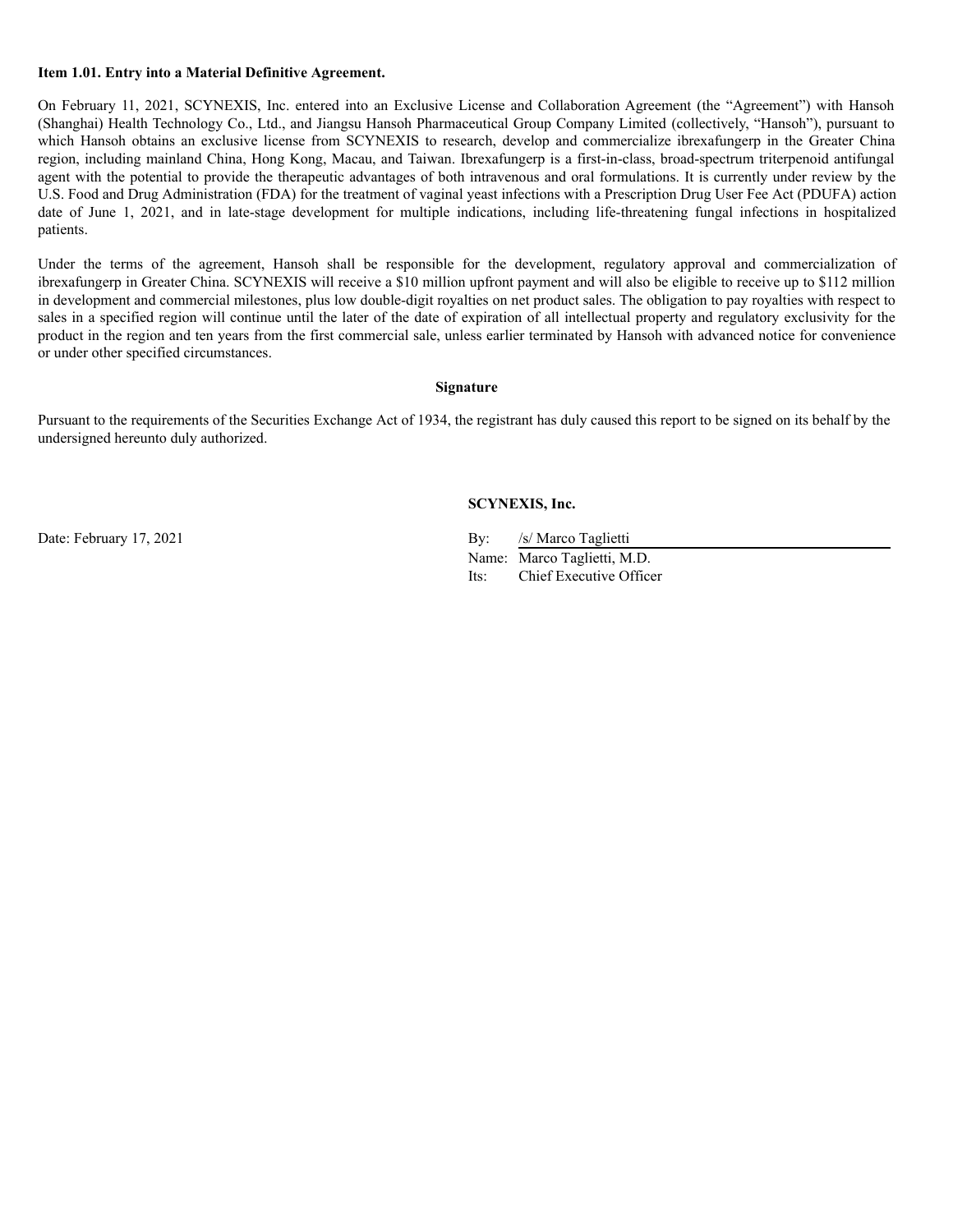**Item 1.01. Entry into a Material Definitive Agreement.**

On February 11, 2021, SCYNEXIS, Inc. entered into an Exclusive License and Collaboration Agreement (the "Agreement") with Hansoh (Shanghai) Health Technology Co., Ltd., and Jiangsu Hansoh Pharmaceutical Group Company Limited (collectively, "Hansoh"), pursuant to which Hansoh obtains an exclusive license from SCYNEXIS to research, develop and commercialize ibrexafungerp in the Greater China region, including mainland China, Hong Kong, Macau, and Taiwan. Ibrexafungerp is a first-in-class, broad-spectrum triterpenoid antifungal agent with the potential to provide the therapeutic advantages of both intravenous and oral formulations. It is currently under review by the U.S. Food and Drug Administration (FDA) for the treatment of vaginal yeast infections with a Prescription Drug User Fee Act (PDUFA) action date of June 1, 2021, and in late-stage development for multiple indications, including life-threatening fungal infections in hospitalized patients.

Under the terms of the agreement, Hansoh shall be responsible for the development, regulatory approval and commercialization of ibrexafungerp in Greater China. SCYNEXIS will receive a $10 million upfront payment and will also be eligible to receive up to $112 million in development and commercial milestones, plus low double-digit royalties on net product sales. The obligation to pay royalties with respect to sales in a specified region will continue until the later of the date of expiration of all intellectual property and regulatory exclusivity for the product in the region and ten years from the first commercial sale, unless earlier terminated by Hansoh with advanced notice for convenience or under other specified circumstances.

**Signature**

Pursuant to the requirements of the Securities Exchange Act of 1934, the registrant has duly caused this report to be signed on its behalf by the undersigned hereunto duly authorized.

**SCYNEXIS, Inc.**

Date: February 17, 2021

By: /s/ Marco Taglietti
Name: Marco Taglietti, M.D.
Its: Chief Executive Officer